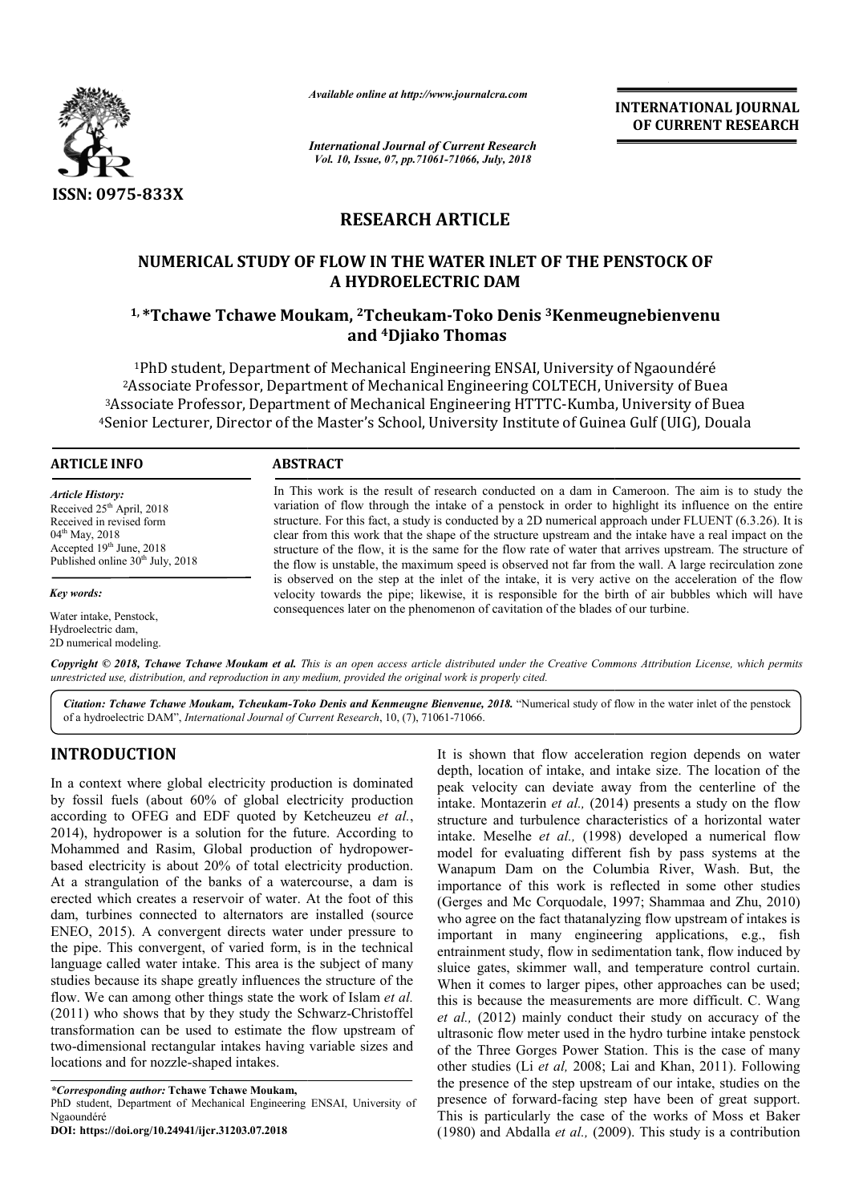ISSN: 0975-833X

*Available online at http://www.journalcra.com*

*International Journal of Current Research*
*Vol. 10, Issue, 07, pp.71061-71066, July, 2018*

**INTERNATIONAL JOURNAL OF CURRENT RESEARCH**

# RESEARCH ARTICLE

# NUMERICAL STUDY OF FLOW IN THE WATER INLET OF THE PENSTOCK OF A HYDROELECTRIC DAM

**[1,] \*Tchawe Tchawe Moukam, [2]Tcheukam-Toko Denis [3]Kenmeugnebienvenu and [4]Djiako Thomas**

[1]PhD student, Department of Mechanical Engineering ENSAI, University of Ngaoundéré
[2]Associate Professor, Department of Mechanical Engineering COLTECH, University of Buea
[3]Associate Professor, Department of Mechanical Engineering HTTTC-Kumba, University of Buea
[4]Senior Lecturer, Director of the Master's School, University Institute of Guinea Gulf (UIG), Douala

## ARTICLE INFO

*Article History:*
Received 25th April, 2018
Received in revised form 04th May, 2018
Accepted 19th June, 2018
Published online 30th July, 2018

*Key words:*
Water intake, Penstock, Hydroelectric dam, 2D numerical modeling.

## ABSTRACT

In This work is the result of research conducted on a dam in Cameroon. The aim is to study the variation of flow through the intake of a penstock in order to highlight its influence on the entire structure. For this fact, a study is conducted by a 2D numerical approach under FLUENT (6.3.26). It is clear from this work that the shape of the structure upstream and the intake have a real impact on the structure of the flow, it is the same for the flow rate of water that arrives upstream. The structure of the flow is unstable, the maximum speed is observed not far from the wall. A large recirculation zone is observed on the step at the inlet of the intake, it is very active on the acceleration of the flow velocity towards the pipe; likewise, it is responsible for the birth of air bubbles which will have consequences later on the phenomenon of cavitation of the blades of our turbine.

*Copyright © 2018, Tchawe Tchawe Moukam et al. This is an open access article distributed under the Creative Commons Attribution License, which permits unrestricted use, distribution, and reproduction in any medium, provided the original work is properly cited.*

*Citation: Tchawe Tchawe Moukam, Tcheukam-Toko Denis and Kenmeugne Bienvenue, 2018.* "Numerical study of flow in the water inlet of the penstock of a hydroelectric DAM", *International Journal of Current Research*, 10, (7), 71061-71066.

## INTRODUCTION

In a context where global electricity production is dominated by fossil fuels (about 60% of global electricity production according to OFEG and EDF quoted by Ketcheuzeu *et al.*, 2014), hydropower is a solution for the future. According to Mohammed and Rasim, Global production of hydropower-based electricity is about 20% of total electricity production. At a strangulation of the banks of a watercourse, a dam is erected which creates a reservoir of water. At the foot of this dam, turbines connected to alternators are installed (source ENEO, 2015). A convergent directs water under pressure to the pipe. This convergent, of varied form, is in the technical language called water intake. This area is the subject of many studies because its shape greatly influences the structure of the flow. We can among other things state the work of Islam *et al.* (2011) who shows that by they study the Schwarz-Christoffel transformation can be used to estimate the flow upstream of two-dimensional rectangular intakes having variable sizes and locations and for nozzle-shaped intakes.

It is shown that flow acceleration region depends on water depth, location of intake, and intake size. The location of the peak velocity can deviate away from the centerline of the intake. Montazerin *et al.,* (2014) presents a study on the flow structure and turbulence characteristics of a horizontal water intake. Meselhe *et al.,* (1998) developed a numerical flow model for evaluating different fish by pass systems at the Wanapum Dam on the Columbia River, Wash. But, the importance of this work is reflected in some other studies (Gerges and Mc Corquodale, 1997; Shammaa and Zhu, 2010) who agree on the fact thatanalyzing flow upstream of intakes is important in many engineering applications, e.g., fish entrainment study, flow in sedimentation tank, flow induced by sluice gates, skimmer wall, and temperature control curtain. When it comes to larger pipes, other approaches can be used; this is because the measurements are more difficult. C. Wang *et al.,* (2012) mainly conduct their study on accuracy of the ultrasonic flow meter used in the hydro turbine intake penstock of the Three Gorges Power Station. This is the case of many other studies (Li *et al,* 2008; Lai and Khan, 2011). Following the presence of the step upstream of our intake, studies on the presence of forward-facing step have been of great support. This is particularly the case of the works of Moss et Baker (1980) and Abdalla *et al.,* (2009). This study is a contribution

*\*Corresponding author:* **Tchawe Tchawe Moukam,**
PhD student, Department of Mechanical Engineering ENSAI, University of Ngaoundéré

**DOI: https://doi.org/10.24941/ijcr.31203.07.2018**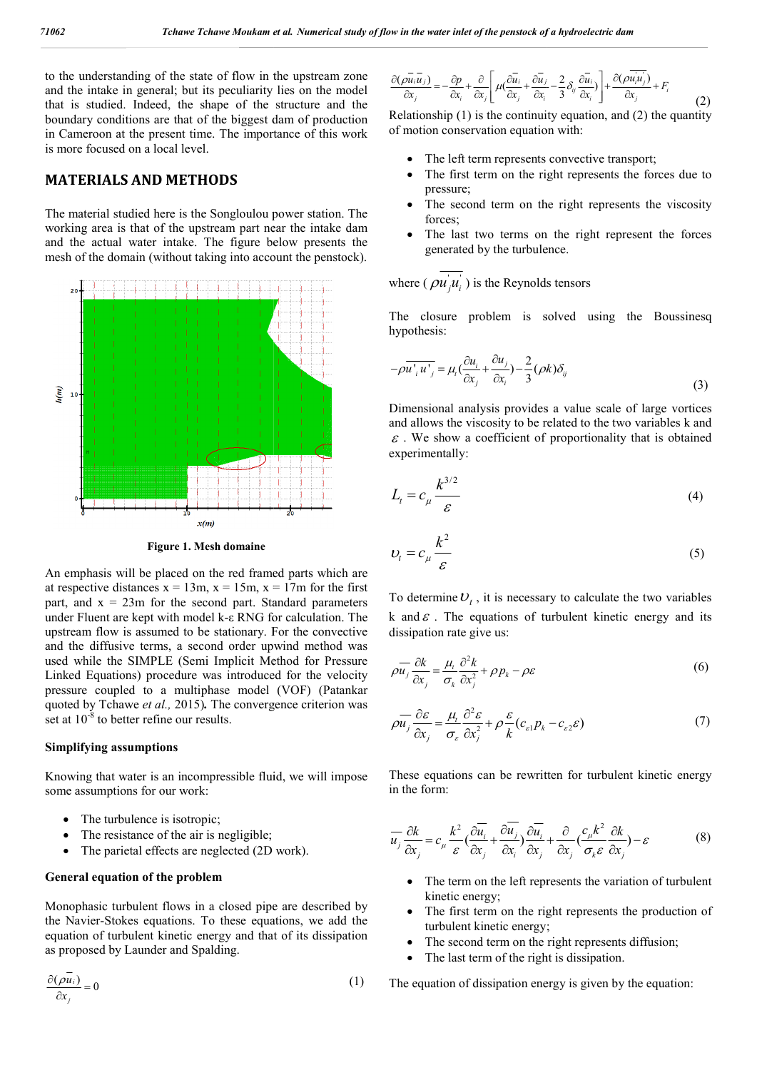to the understanding of the state of flow in the upstream zone and the intake in general; but its peculiarity lies on the model that is studied. Indeed, the shape of the structure and the boundary conditions are that of the biggest dam of production in Cameroon at the present time. The importance of this work is more focused on a local level.

## MATERIALS AND METHODS

The material studied here is the Songloulou power station. The working area is that of the upstream part near the intake dam and the actual water intake. The figure below presents the mesh of the domain (without taking into account the penstock).

**Figure 1. Mesh domaine**

An emphasis will be placed on the red framed parts which are at respective distances x = 13m, x = 15m, x = 17m for the first part, and x = 23m for the second part. Standard parameters under Fluent are kept with model k-ε RNG for calculation. The upstream flow is assumed to be stationary. For the convective and the diffusive terms, a second order upwind method was used while the SIMPLE (Semi Implicit Method for Pressure Linked Equations) procedure was introduced for the velocity pressure coupled to a multiphase model (VOF) (Patankar quoted by Tchawe *et al.,* 2015)**.** The convergence criterion was set at $10^{-8}$ to better refine our results.

### Simplifying assumptions

Knowing that water is an incompressible fluid, we will impose some assumptions for our work:

- The turbulence is isotropic;
- The resistance of the air is negligible;
- The parietal effects are neglected (2D work).

### General equation of the problem

Monophasic turbulent flows in a closed pipe are described by the Navier-Stokes equations. To these equations, we add the equation of turbulent kinetic energy and that of its dissipation as proposed by Launder and Spalding.

$$\frac{\partial(\rho \bar{u}_i)}{\partial x_j} = 0 \tag{1}$$

$$\frac{\partial(\rho \bar{u}_i \bar{u}_j)}{\partial x_j} = -\frac{\partial p}{\partial x_i} + \frac{\partial}{\partial x_j}\left[\mu\left(\frac{\partial \bar{u}_i}{\partial x_j} + \frac{\partial \bar{u}_j}{\partial x_i} - \frac{2}{3}\delta_{ij}\frac{\partial \bar{u}_i}{\partial x_i}\right)\right] + \frac{\partial(\rho \overline{u_i' u_j'})}{\partial x_j} + F_i \tag{2}$$

Relationship (1) is the continuity equation, and (2) the quantity of motion conservation equation with:

- The left term represents convective transport;
- The first term on the right represents the forces due to pressure;
- The second term on the right represents the viscosity forces;
- The last two terms on the right represent the forces generated by the turbulence.

where ( $\rho \overline{u_j' u_i'}$ ) is the Reynolds tensors

The closure problem is solved using the Boussinesq hypothesis:

$$-\rho \overline{u'_i u'_j} = \mu_t \left(\frac{\partial u_i}{\partial x_j} + \frac{\partial u_j}{\partial x_i}\right) - \frac{2}{3}(\rho k)\delta_{ij} \tag{3}$$

Dimensional analysis provides a value scale of large vortices and allows the viscosity to be related to the two variables k and $\varepsilon$ . We show a coefficient of proportionality that is obtained experimentally:

$$L_t = c_\mu \frac{k^{3/2}}{\varepsilon} \tag{4}$$

$$\upsilon_t = c_\mu \frac{k^2}{\varepsilon} \tag{5}$$

To determine $\upsilon_t$ , it is necessary to calculate the two variables k and $\varepsilon$ . The equations of turbulent kinetic energy and its dissipation rate give us:

$$\rho \bar{u}_j \frac{\partial k}{\partial x_j} = \frac{\mu_t}{\sigma_k}\frac{\partial^2 k}{\partial x_j^2} + \rho p_k - \rho\varepsilon \tag{6}$$

$$\rho \bar{u}_j \frac{\partial \varepsilon}{\partial x_j} = \frac{\mu_t}{\sigma_\varepsilon}\frac{\partial^2 \varepsilon}{\partial x_j^2} + \rho\frac{\varepsilon}{k}(c_{\varepsilon 1} p_k - c_{\varepsilon 2}\varepsilon) \tag{7}$$

These equations can be rewritten for turbulent kinetic energy in the form:

$$\bar{u}_j \frac{\partial k}{\partial x_j} = c_\mu \frac{k^2}{\varepsilon}\left(\frac{\partial \bar{u}_i}{\partial x_j} + \frac{\partial \bar{u}_j}{\partial x_i}\right)\frac{\partial \bar{u}_i}{\partial x_j} + \frac{\partial}{\partial x_j}\left(\frac{c_\mu k^2}{\sigma_k \varepsilon}\frac{\partial k}{\partial x_j}\right) - \varepsilon \tag{8}$$

- The term on the left represents the variation of turbulent kinetic energy;
- The first term on the right represents the production of turbulent kinetic energy;
- The second term on the right represents diffusion;
- The last term of the right is dissipation.

The equation of dissipation energy is given by the equation: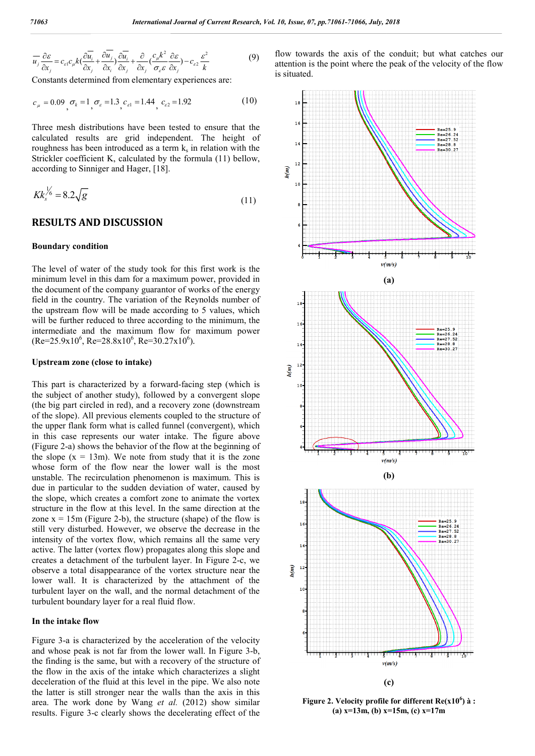$$\overline{u_j}\frac{\partial \varepsilon}{\partial x_j} = c_{\varepsilon 1} c_\mu k \left(\frac{\partial \overline{u_i}}{\partial x_j} + \frac{\partial \overline{u_j}}{\partial x_i}\right)\frac{\partial \overline{u_i}}{\partial x_j} + \frac{\partial}{\partial x_j}\left(\frac{c_\mu k^2}{\sigma_\varepsilon \varepsilon}\frac{\partial \varepsilon}{\partial x_j}\right) - c_{\varepsilon 2}\frac{\varepsilon^2}{k} \tag{9}$$

Constants determined from elementary experiences are:

$$c_\mu = 0.09,\ \sigma_k = 1,\ \sigma_\varepsilon = 1.3,\ c_{\varepsilon 1} = 1.44,\ c_{\varepsilon 2} = 1.92 \tag{10}$$

Three mesh distributions have been tested to ensure that the calculated results are grid independent. The height of roughness has been introduced as a term $k_s$ in relation with the Strickler coefficient K, calculated by the formula (11) bellow, according to Sinniger and Hager, [18].

$$K k_s^{1/6} = 8.2\sqrt{g} \tag{11}$$

## RESULTS AND DISCUSSION

### Boundary condition

The level of water of the study took for this first work is the minimum level in this dam for a maximum power, provided in the document of the company guarantor of works of the energy field in the country. The variation of the Reynolds number of the upstream flow will be made according to 5 values, which will be further reduced to three according to the minimum, the intermediate and the maximum flow for maximum power ($Re=25.9\times10^6$, $Re=28.8\times10^6$, $Re=30.27\times10^6$).

### Upstream zone (close to intake)

This part is characterized by a forward-facing step (which is the subject of another study), followed by a convergent slope (the big part circled in red), and a recovery zone (downstream of the slope). All previous elements coupled to the structure of the upper flank form what is called funnel (convergent), which in this case represents our water intake. The figure above (Figure 2-a) shows the behavior of the flow at the beginning of the slope (x = 13m). We note from study that it is the zone whose form of the flow near the lower wall is the most unstable. The recirculation phenomenon is maximum. This is due in particular to the sudden deviation of water, caused by the slope, which creates a comfort zone to animate the vortex structure in the flow at this level. In the same direction at the zone x = 15m (Figure 2-b), the structure (shape) of the flow is still very disturbed. However, we observe the decrease in the intensity of the vortex flow, which remains all the same very active. The latter (vortex flow) propagates along this slope and creates a detachment of the turbulent layer. In Figure 2-c, we observe a total disappearance of the vortex structure near the lower wall. It is characterized by the attachment of the turbulent layer on the wall, and the normal detachment of the turbulent boundary layer for a real fluid flow.

### In the intake flow

Figure 3-a is characterized by the acceleration of the velocity and whose peak is not far from the lower wall. In Figure 3-b, the finding is the same, but with a recovery of the structure of the flow in the axis of the intake which characterizes a slight deceleration of the fluid at this level in the pipe. We also note the latter is still stronger near the walls than the axis in this area. The work done by Wang *et al.* (2012) show similar results. Figure 3-c clearly shows the decelerating effect of the flow towards the axis of the conduit; but what catches our attention is the point where the peak of the velocity of the flow is situated.

**Figure 2. Velocity profile for different Re($\times10^6$) à : (a) x=13m, (b) x=15m, (c) x=17m**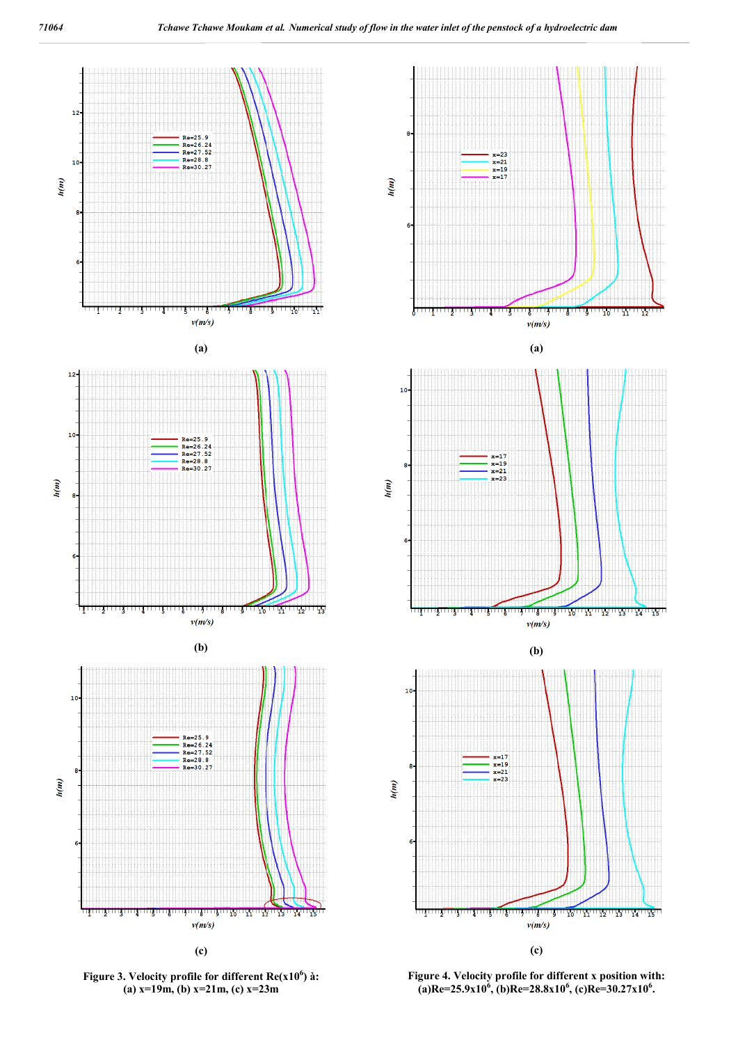(a)

(a)

(b)

(b)

(c)

(c)

**Figure 3. Velocity profile for different Re($x10^6$) à: (a) x=19m, (b) x=21m, (c) x=23m**

**Figure 4. Velocity profile for different x position with: (a)Re=$25.9x10^6$, (b)Re=$28.8x10^6$, (c)Re=$30.27x10^6$.**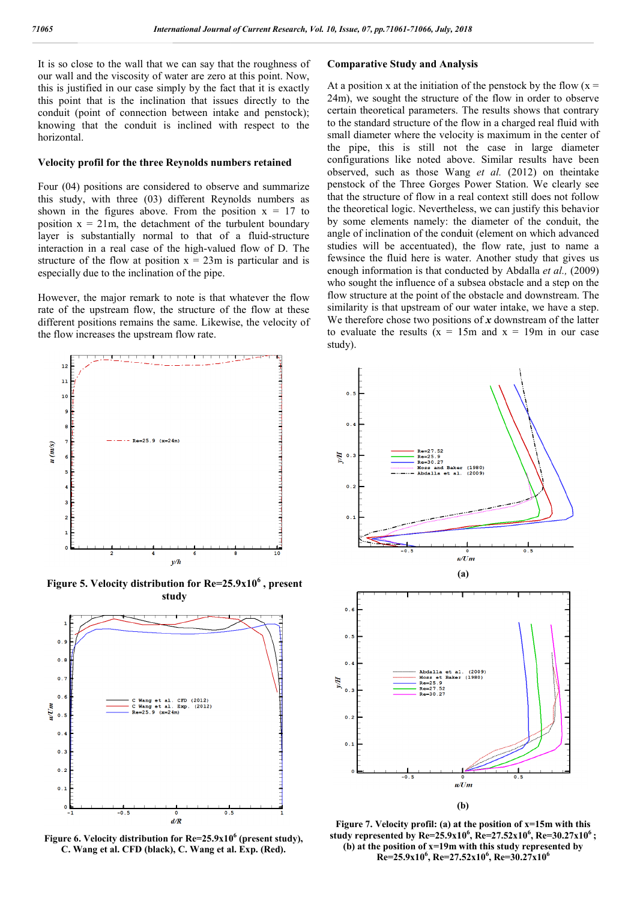It is so close to the wall that we can say that the roughness of our wall and the viscosity of water are zero at this point. Now, this is justified in our case simply by the fact that it is exactly this point that is the inclination that issues directly to the conduit (point of connection between intake and penstock); knowing that the conduit is inclined with respect to the horizontal.

### Velocity profil for the three Reynolds numbers retained

Four (04) positions are considered to observe and summarize this study, with three (03) different Reynolds numbers as shown in the figures above. From the position x = 17 to position x = 21m, the detachment of the turbulent boundary layer is substantially normal to that of a fluid-structure interaction in a real case of the high-valued flow of D. The structure of the flow at position x = 23m is particular and is especially due to the inclination of the pipe.

However, the major remark to note is that whatever the flow rate of the upstream flow, the structure of the flow at these different positions remains the same. Likewise, the velocity of the flow increases the upstream flow rate.

**Figure 5. Velocity distribution for Re=25.9x10$^6$ , present study**

**Figure 6. Velocity distribution for Re=25.9x10$^6$ (present study), C. Wang et al. CFD (black), C. Wang et al. Exp. (Red).**

### Comparative Study and Analysis

At a position x at the initiation of the penstock by the flow (x = 24m), we sought the structure of the flow in order to observe certain theoretical parameters. The results shows that contrary to the standard structure of the flow in a charged real fluid with small diameter where the velocity is maximum in the center of the pipe, this is still not the case in large diameter configurations like noted above. Similar results have been observed, such as those Wang *et al.* (2012) on theintake penstock of the Three Gorges Power Station. We clearly see that the structure of flow in a real context still does not follow the theoretical logic. Nevertheless, we can justify this behavior by some elements namely: the diameter of the conduit, the angle of inclination of the conduit (element on which advanced studies will be accentuated), the flow rate, just to name a fewsince the fluid here is water. Another study that gives us enough information is that conducted by Abdalla *et al.,* (2009) who sought the influence of a subsea obstacle and a step on the flow structure at the point of the obstacle and downstream. The similarity is that upstream of our water intake, we have a step. We therefore chose two positions of ***x*** downstream of the latter to evaluate the results (x = 15m and x = 19m in our case study).

(a)

(b)

**Figure 7. Velocity profil: (a) at the position of x=15m with this study represented by Re=25.9x10$^6$, Re=27.52x10$^6$, Re=30.27x10$^6$ ; (b) at the position of x=19m with this study represented by Re=25.9x10$^6$, Re=27.52x10$^6$, Re=30.27x10$^6$**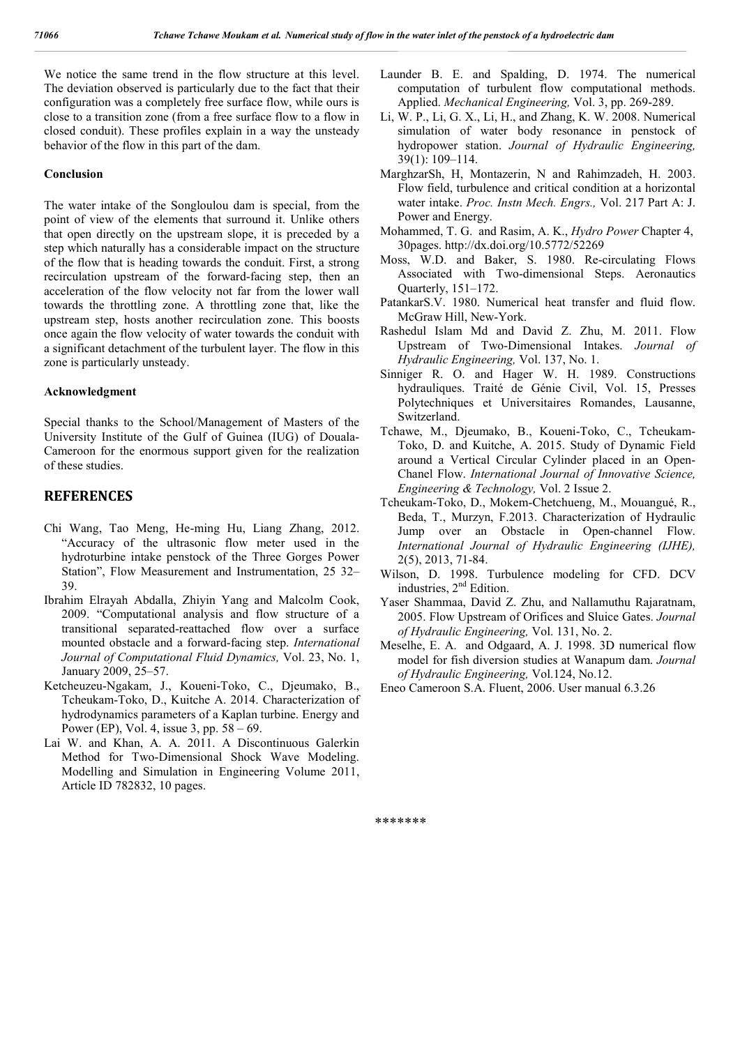We notice the same trend in the flow structure at this level. The deviation observed is particularly due to the fact that their configuration was a completely free surface flow, while ours is close to a transition zone (from a free surface flow to a flow in closed conduit). These profiles explain in a way the unsteady behavior of the flow in this part of the dam.

### Conclusion

The water intake of the Songloulou dam is special, from the point of view of the elements that surround it. Unlike others that open directly on the upstream slope, it is preceded by a step which naturally has a considerable impact on the structure of the flow that is heading towards the conduit. First, a strong recirculation upstream of the forward-facing step, then an acceleration of the flow velocity not far from the lower wall towards the throttling zone. A throttling zone that, like the upstream step, hosts another recirculation zone. This boosts once again the flow velocity of water towards the conduit with a significant detachment of the turbulent layer. The flow in this zone is particularly unsteady.

### Acknowledgment

Special thanks to the School/Management of Masters of the University Institute of the Gulf of Guinea (IUG) of Douala-Cameroon for the enormous support given for the realization of these studies.

## REFERENCES

Chi Wang, Tao Meng, He-ming Hu, Liang Zhang, 2012. "Accuracy of the ultrasonic flow meter used in the hydroturbine intake penstock of the Three Gorges Power Station", Flow Measurement and Instrumentation, 25 32–39.

Ibrahim Elrayah Abdalla, Zhiyin Yang and Malcolm Cook, 2009. "Computational analysis and flow structure of a transitional separated-reattached flow over a surface mounted obstacle and a forward-facing step. *International Journal of Computational Fluid Dynamics,* Vol. 23, No. 1, January 2009, 25–57.

Ketcheuzeu-Ngakam, J., Koueni-Toko, C., Djeumako, B., Tcheukam-Toko, D., Kuitche A. 2014. Characterization of hydrodynamics parameters of a Kaplan turbine. Energy and Power (EP), Vol. 4, issue 3, pp. 58 – 69.

Lai W. and Khan, A. A. 2011. A Discontinuous Galerkin Method for Two-Dimensional Shock Wave Modeling. Modelling and Simulation in Engineering Volume 2011, Article ID 782832, 10 pages.

Launder B. E. and Spalding, D. 1974. The numerical computation of turbulent flow computational methods. Applied. *Mechanical Engineering,* Vol. 3, pp. 269-289.

Li, W. P., Li, G. X., Li, H., and Zhang, K. W. 2008. Numerical simulation of water body resonance in penstock of hydropower station. *Journal of Hydraulic Engineering,* 39(1): 109–114.

MarghzarSh, H, Montazerin, N and Rahimzadeh, H. 2003. Flow field, turbulence and critical condition at a horizontal water intake. *Proc. Instn Mech. Engrs.,* Vol. 217 Part A: J. Power and Energy.

Mohammed, T. G. and Rasim, A. K., *Hydro Power* Chapter 4, 30pages. http://dx.doi.org/10.5772/52269

Moss, W.D. and Baker, S. 1980. Re-circulating Flows Associated with Two-dimensional Steps. Aeronautics Quarterly, 151–172.

PatankarS.V. 1980. Numerical heat transfer and fluid flow. McGraw Hill, New-York.

Rashedul Islam Md and David Z. Zhu, M. 2011. Flow Upstream of Two-Dimensional Intakes. *Journal of Hydraulic Engineering,* Vol. 137, No. 1.

Sinniger R. O. and Hager W. H. 1989. Constructions hydrauliques. Traité de Génie Civil, Vol. 15, Presses Polytechniques et Universitaires Romandes, Lausanne, Switzerland.

Tchawe, M., Djeumako, B., Koueni-Toko, C., Tcheukam-Toko, D. and Kuitche, A. 2015. Study of Dynamic Field around a Vertical Circular Cylinder placed in an Open-Chanel Flow. *International Journal of Innovative Science, Engineering & Technology,* Vol. 2 Issue 2.

Tcheukam-Toko, D., Mokem-Chetchueng, M., Mouangué, R., Beda, T., Murzyn, F.2013. Characterization of Hydraulic Jump over an Obstacle in Open-channel Flow. *International Journal of Hydraulic Engineering (IJHE),* 2(5), 2013, 71-84.

Wilson, D. 1998. Turbulence modeling for CFD. DCV industries, 2nd Edition.

Yaser Shammaa, David Z. Zhu, and Nallamuthu Rajaratnam, 2005. Flow Upstream of Orifices and Sluice Gates. *Journal of Hydraulic Engineering,* Vol. 131, No. 2.

Meselhe, E. A. and Odgaard, A. J. 1998. 3D numerical flow model for fish diversion studies at Wanapum dam. *Journal of Hydraulic Engineering,* Vol.124, No.12.

Eneo Cameroon S.A. Fluent, 2006. User manual 6.3.26

\*\*\*\*\*\*\*